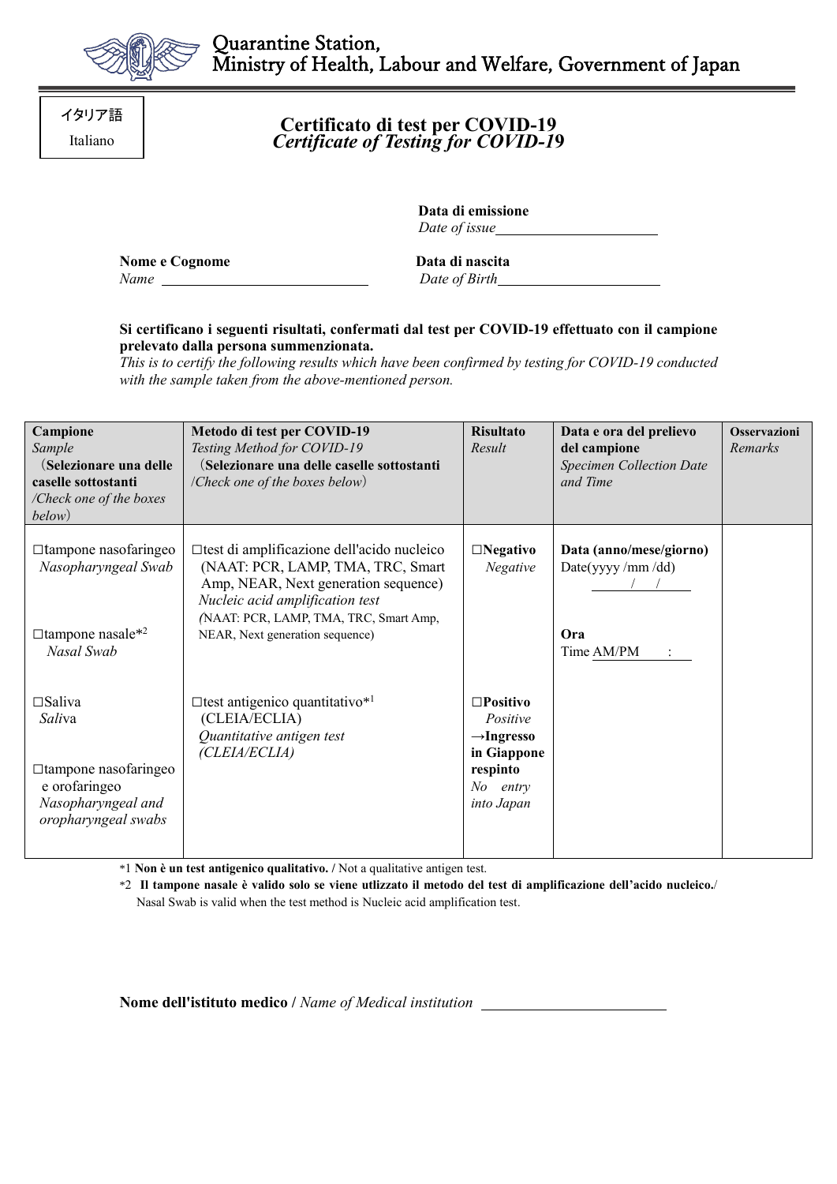Quarantine Station,
Ministry of Health, Labour and Welfare, Government of Japan

イタリア語
Italiano

# Certificato di test per COVID-19
## *Certificate of Testing for COVID-19*

**Data di emissione**
*Date of issue*\_\_\_\_\_\_\_\_\_\_\_\_\_\_\_\_\_\_\_\_\_\_

**Nome e Cognome**
*Name* \_\_\_\_\_\_\_\_\_\_\_\_\_\_\_\_\_\_\_\_\_\_\_\_\_\_\_\_\_

**Data di nascita**
*Date of Birth*\_\_\_\_\_\_\_\_\_\_\_\_\_\_\_\_\_\_\_\_\_\_

**Si certificano i seguenti risultati, confermati dal test per COVID-19 effettuato con il campione prelevato dalla persona summenzionata.**
*This is to certify the following results which have been confirmed by testing for COVID-19 conducted with the sample taken from the above-mentioned person.*

| **Campione** *Sample* (**Selezionare una delle caselle sottostanti** */Check one of the boxes below*) | **Metodo di test per COVID-19** *Testing Method for COVID-19* (**Selezionare una delle caselle sottostanti** /*Check one of the boxes below*) | **Risultato** *Result* | **Data e ora del prelievo del campione** *Specimen Collection Date and Time* | **Osservazioni** *Remarks* |
|---|---|---|---|---|
| □tampone nasofaringeo *Nasopharyngeal Swab*<br><br>□tampone nasale*2 *Nasal Swab* | □test di amplificazione dell'acido nucleico (NAAT: PCR, LAMP, TMA, TRC, Smart Amp, NEAR, Next generation sequence) *Nucleic acid amplification test (*NAAT: PCR, LAMP, TMA, TRC, Smart Amp, NEAR, Next generation sequence) | **□Negativo** *Negative* | **Data (anno/mese/giorno)** Date(yyyy /mm /dd) \_\_\_/\_\_\_/\_\_\_<br><br>**Ora** Time AM/PM \_\_\_:\_\_\_ | |
| □Saliva *Saliva*<br><br>□tampone nasofaringeo e orofaringeo *Nasopharyngeal and oropharyngeal swabs* | □test antigenico quantitativo*1 (CLEIA/ECLIA) *Quantitative antigen test (CLEIA/ECLIA)* | **□Positivo** *Positive* **→Ingresso in Giappone respinto** *No entry into Japan* | | |

*1 **Non è un test antigenico qualitativo. /** Not a qualitative antigen test.

*2 **Il tampone nasale è valido solo se viene utlizzato il metodo del test di amplificazione dell'acido nucleico./** Nasal Swab is valid when the test method is Nucleic acid amplification test.

**Nome dell'istituto medico /** *Name of Medical institution* \_\_\_\_\_\_\_\_\_\_\_\_\_\_\_\_\_\_\_\_\_\_\_\_\_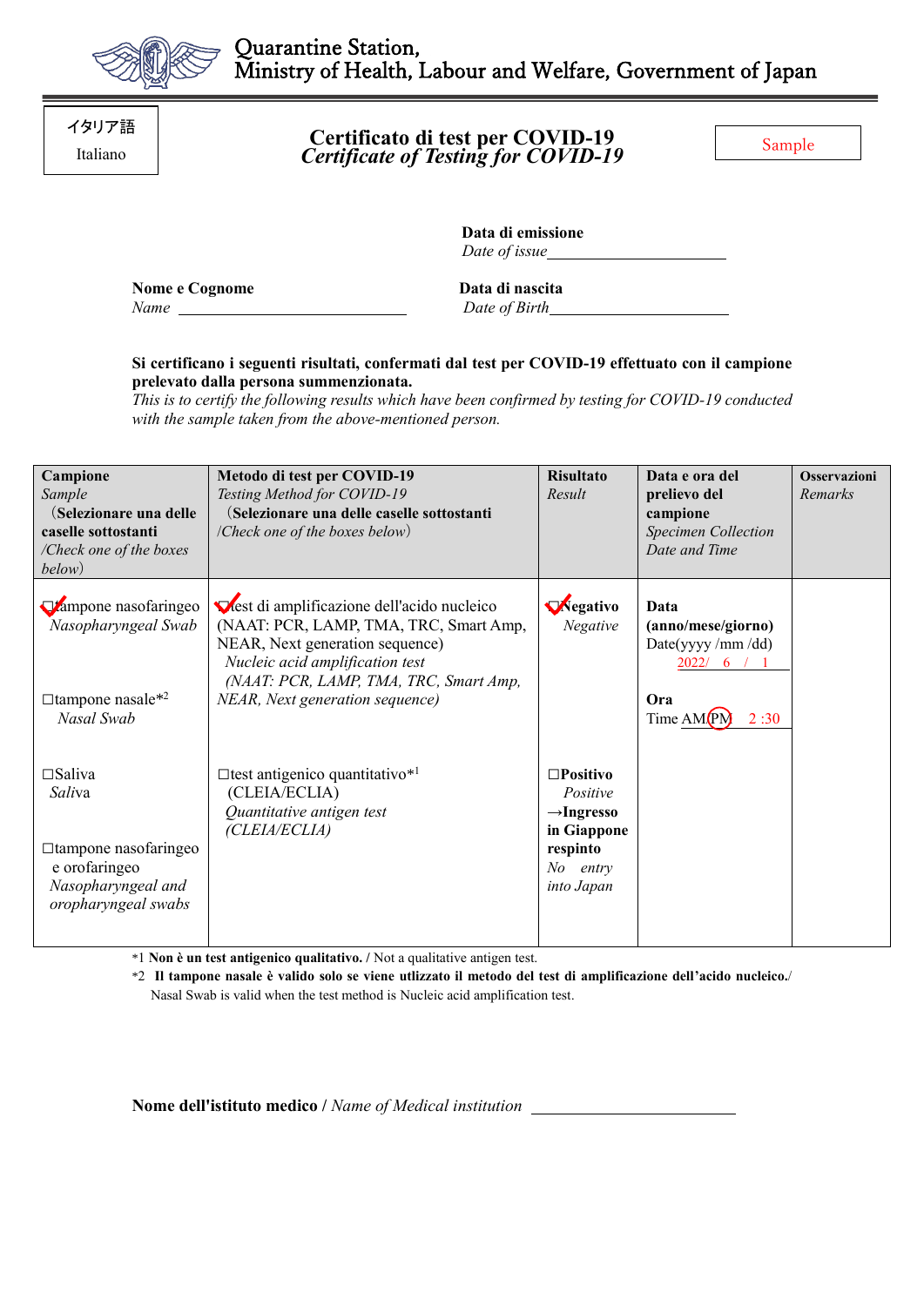Quarantine Station,
Ministry of Health, Labour and Welfare, Government of Japan

イタリア語
Italiano

# Certificato di test per COVID-19
## *Certificate of Testing for COVID-19*

Sample

**Data di emissione**
*Date of issue* \_\_\_\_\_\_\_\_\_\_\_\_\_\_\_\_\_\_\_\_\_\_

**Nome e Cognome**
*Name* \_\_\_\_\_\_\_\_\_\_\_\_\_\_\_\_\_\_\_\_\_\_\_\_\_\_\_\_

**Data di nascita**
*Date of Birth* \_\_\_\_\_\_\_\_\_\_\_\_\_\_\_\_\_\_\_\_\_\_

**Si certificano i seguenti risultati, confermati dal test per COVID-19 effettuato con il campione prelevato dalla persona summenzionata.**
*This is to certify the following results which have been confirmed by testing for COVID-19 conducted with the sample taken from the above-mentioned person.*

| **Campione** *Sample* (**Selezionare una delle caselle sottostanti** */Check one of the boxes below*) | **Metodo di test per COVID-19** *Testing Method for COVID-19* (**Selezionare una delle caselle sottostanti** */Check one of the boxes below*) | **Risultato** *Result* | **Data e ora del prelievo del campione** *Specimen Collection Date and Time* | **Osservazioni** *Remarks* |
|---|---|---|---|---|
| ☑ tampone nasofaringeo *Nasopharyngeal Swab*<br><br>☐ tampone nasale*2 *Nasal Swab* | ☑ test di amplificazione dell'acido nucleico (NAAT: PCR, LAMP, TMA, TRC, Smart Amp, NEAR, Next generation sequence) *Nucleic acid amplification test (NAAT: PCR, LAMP, TMA, TRC, Smart Amp, NEAR, Next generation sequence)* | ☑ **Negativo** *Negative* | **Data (anno/mese/giorno)** Date(yyyy /mm /dd) 2022/ 6 / 1<br><br>**Ora** Time AM/(PM) 2 :30 | |
| ☐ Saliva *Saliva*<br><br>☐ tampone nasofaringeo e orofaringeo *Nasopharyngeal and oropharyngeal swabs* | ☐ test antigenico quantitativo*1 (CLEIA/ECLIA) *Quantitative antigen test (CLEIA/ECLIA)* | ☐ **Positivo** *Positive* →**Ingresso in Giappone respinto** *No entry into Japan* | | |

*1 **Non è un test antigenico qualitativo.** / Not a qualitative antigen test.
*2 **Il tampone nasale è valido solo se viene utlizzato il metodo del test di amplificazione dell'acido nucleico.**/ Nasal Swab is valid when the test method is Nucleic acid amplification test.

**Nome dell'istituto medico** / *Name of Medical institution* \_\_\_\_\_\_\_\_\_\_\_\_\_\_\_\_\_\_\_\_\_\_\_\_